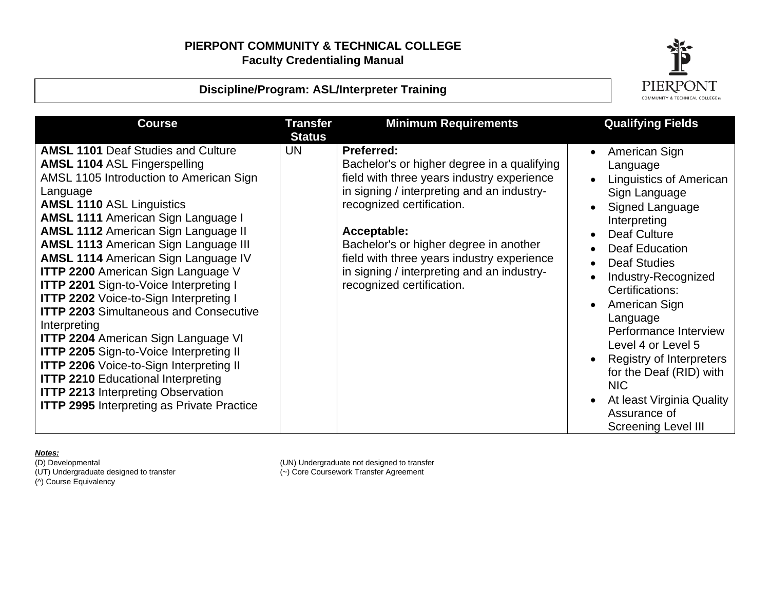# PIERPONT COMMUNITY & TECHNICAL COLLEGE
## Faculty Credentialing Manual

### Discipline/Program: ASL/Interpreter Training

| Course | Transfer Status | Minimum Requirements | Qualifying Fields |
|---|---|---|---|
| **AMSL 1101** Deaf Studies and Culture<br>**AMSL 1104** ASL Fingerspelling<br>AMSL 1105 Introduction to American Sign Language<br>**AMSL 1110** ASL Linguistics<br>**AMSL 1111** American Sign Language I<br>**AMSL 1112** American Sign Language II<br>**AMSL 1113** American Sign Language III<br>**AMSL 1114** American Sign Language IV<br>**ITTP 2200** American Sign Language V<br>**ITTP 2201** Sign-to-Voice Interpreting I<br>**ITTP 2202** Voice-to-Sign Interpreting I<br>**ITTP 2203** Simultaneous and Consecutive Interpreting<br>**ITTP 2204** American Sign Language VI<br>**ITTP 2205** Sign-to-Voice Interpreting II<br>**ITTP 2206** Voice-to-Sign Interpreting II<br>**ITTP 2210** Educational Interpreting<br>**ITTP 2213** Interpreting Observation<br>**ITTP 2995** Interpreting as Private Practice | UN | **Preferred:**<br>Bachelor's or higher degree in a qualifying field with three years industry experience in signing / interpreting and an industry-recognized certification.<br><br>**Acceptable:**<br>Bachelor's or higher degree in another field with three years industry experience in signing / interpreting and an industry-recognized certification. | • American Sign Language<br>• Linguistics of American Sign Language<br>• Signed Language Interpreting<br>• Deaf Culture<br>• Deaf Education<br>• Deaf Studies<br>• Industry-Recognized Certifications:<br>• American Sign Language Performance Interview Level 4 or Level 5<br>• Registry of Interpreters for the Deaf (RID) with NIC<br>• At least Virginia Quality Assurance of Screening Level III |

***Notes:***

(D) Developmental
(UT) Undergraduate designed to transfer
(^) Course Equivalency
(UN) Undergraduate not designed to transfer
(~) Core Coursework Transfer Agreement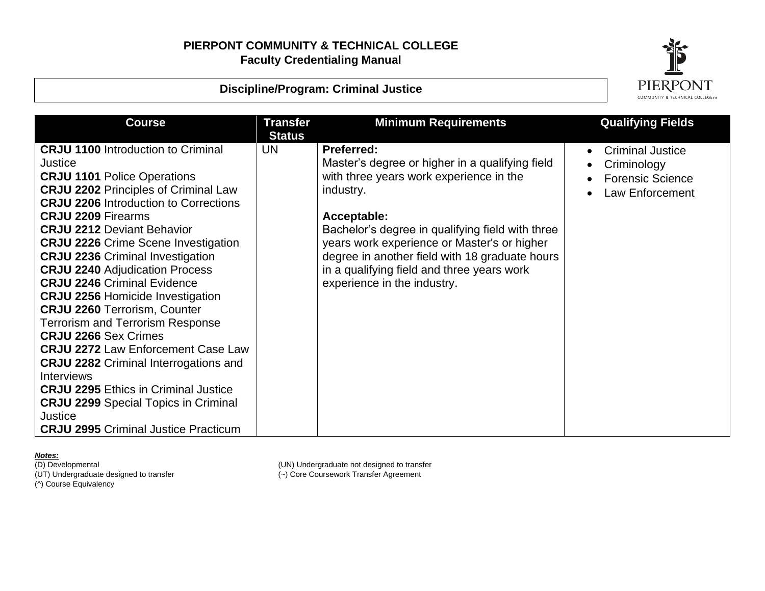**PIERPONT COMMUNITY & TECHNICAL COLLEGE**
**Faculty Credentialing Manual**

**Discipline/Program: Criminal Justice**

| Course | Transfer Status | Minimum Requirements | Qualifying Fields |
|---|---|---|---|
| **CRJU 1100** Introduction to Criminal Justice<br>**CRJU 1101** Police Operations<br>**CRJU 2202** Principles of Criminal Law<br>**CRJU 2206** Introduction to Corrections<br>**CRJU 2209** Firearms<br>**CRJU 2212** Deviant Behavior<br>**CRJU 2226** Crime Scene Investigation<br>**CRJU 2236** Criminal Investigation<br>**CRJU 2240** Adjudication Process<br>**CRJU 2246** Criminal Evidence<br>**CRJU 2256** Homicide Investigation<br>**CRJU 2260** Terrorism, Counter Terrorism and Terrorism Response<br>**CRJU 2266** Sex Crimes<br>**CRJU 2272** Law Enforcement Case Law<br>**CRJU 2282** Criminal Interrogations and Interviews<br>**CRJU 2295** Ethics in Criminal Justice<br>**CRJU 2299** Special Topics in Criminal Justice<br>**CRJU 2995** Criminal Justice Practicum | UN | **Preferred:**<br>Master's degree or higher in a qualifying field with three years work experience in the industry.<br><br>**Acceptable:**<br>Bachelor's degree in qualifying field with three years work experience or Master's or higher degree in another field with 18 graduate hours in a qualifying field and three years work experience in the industry. | • Criminal Justice<br>• Criminology<br>• Forensic Science<br>• Law Enforcement |

***Notes:***
(D) Developmental
(UT) Undergraduate designed to transfer
(^) Course Equivalency
(UN) Undergraduate not designed to transfer
(~) Core Coursework Transfer Agreement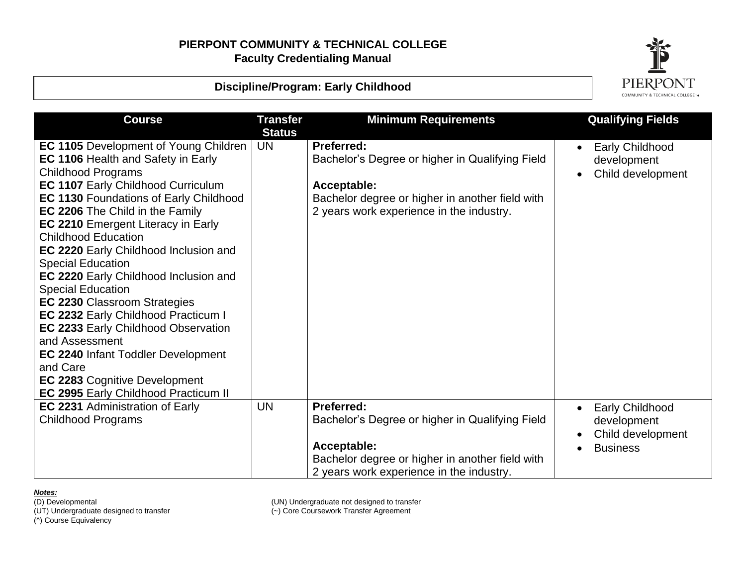**PIERPONT COMMUNITY & TECHNICAL COLLEGE**
**Faculty Credentialing Manual**

**Discipline/Program: Early Childhood**

| Course | Transfer Status | Minimum Requirements | Qualifying Fields |
|---|---|---|---|
| **EC 1105** Development of Young Children<br>**EC 1106** Health and Safety in Early Childhood Programs<br>**EC 1107** Early Childhood Curriculum<br>**EC 1130** Foundations of Early Childhood<br>**EC 2206** The Child in the Family<br>**EC 2210** Emergent Literacy in Early Childhood Education<br>**EC 2220** Early Childhood Inclusion and Special Education<br>**EC 2220** Early Childhood Inclusion and Special Education<br>**EC 2230** Classroom Strategies<br>**EC 2232** Early Childhood Practicum I<br>**EC 2233** Early Childhood Observation and Assessment<br>**EC 2240** Infant Toddler Development and Care<br>**EC 2283** Cognitive Development<br>**EC 2995** Early Childhood Practicum II | UN | **Preferred:**<br>Bachelor's Degree or higher in Qualifying Field<br><br>**Acceptable:**<br>Bachelor degree or higher in another field with 2 years work experience in the industry. | • Early Childhood development<br>• Child development |
| **EC 2231** Administration of Early Childhood Programs | UN | **Preferred:**<br>Bachelor's Degree or higher in Qualifying Field<br><br>**Acceptable:**<br>Bachelor degree or higher in another field with 2 years work experience in the industry. | • Early Childhood development<br>• Child development<br>• Business |

***Notes:***

(D) Developmental
(UT) Undergraduate designed to transfer
(^) Course Equivalency
(UN) Undergraduate not designed to transfer
(~) Core Coursework Transfer Agreement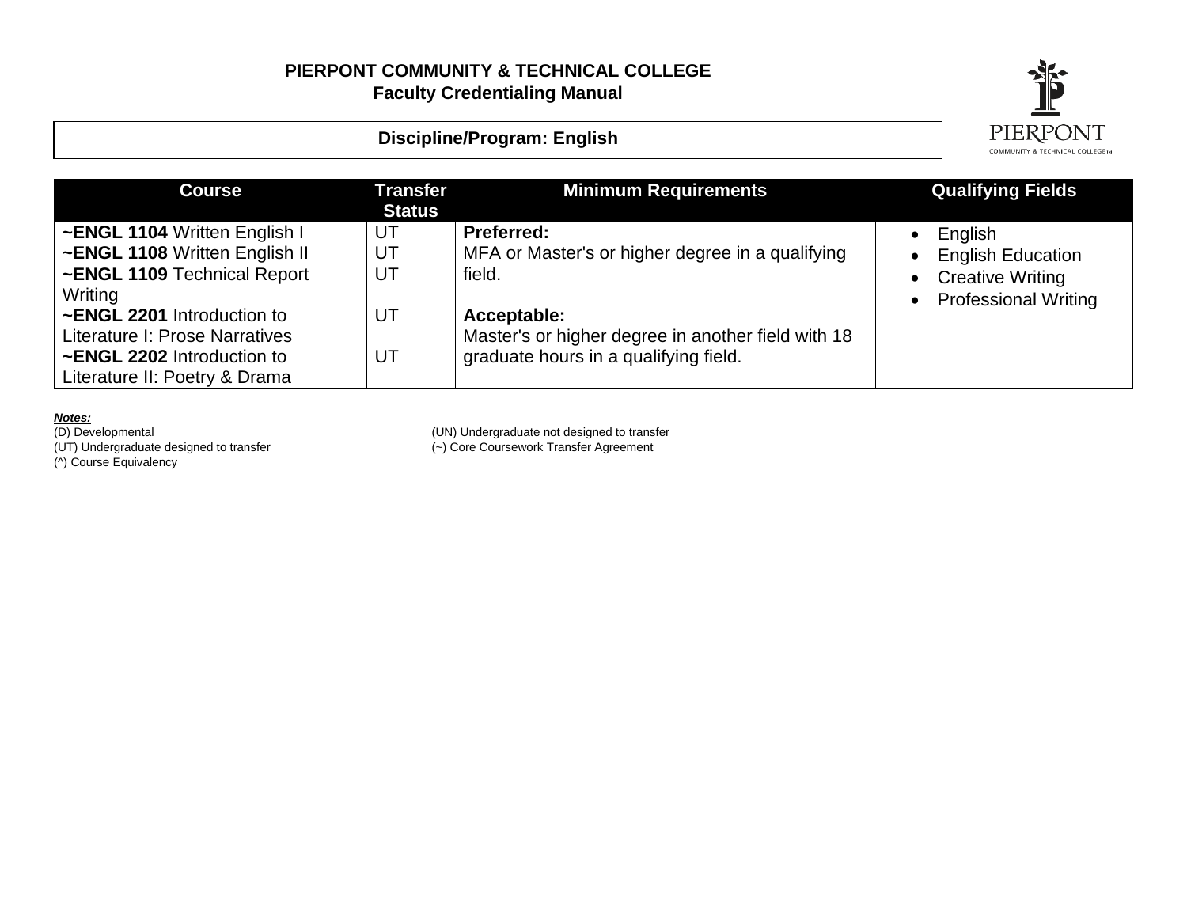**PIERPONT COMMUNITY & TECHNICAL COLLEGE**
**Faculty Credentialing Manual**

**Discipline/Program: English**

| Course | Transfer Status | Minimum Requirements | Qualifying Fields |
|---|---|---|---|
| ~**ENGL 1104** Written English I<br>~**ENGL 1108** Written English II<br>~**ENGL 1109** Technical Report Writing<br>~**ENGL 2201** Introduction to Literature I: Prose Narratives<br>~**ENGL 2202** Introduction to Literature II: Poetry & Drama | UT<br>UT<br>UT<br>UT<br>UT | **Preferred:**<br>MFA or Master's or higher degree in a qualifying field.<br><br>**Acceptable:**<br>Master's or higher degree in another field with 18 graduate hours in a qualifying field. | • English<br>• English Education<br>• Creative Writing<br>• Professional Writing |

***Notes:***
(D) Developmental
(UT) Undergraduate designed to transfer
(^) Course Equivalency
(UN) Undergraduate not designed to transfer
(~) Core Coursework Transfer Agreement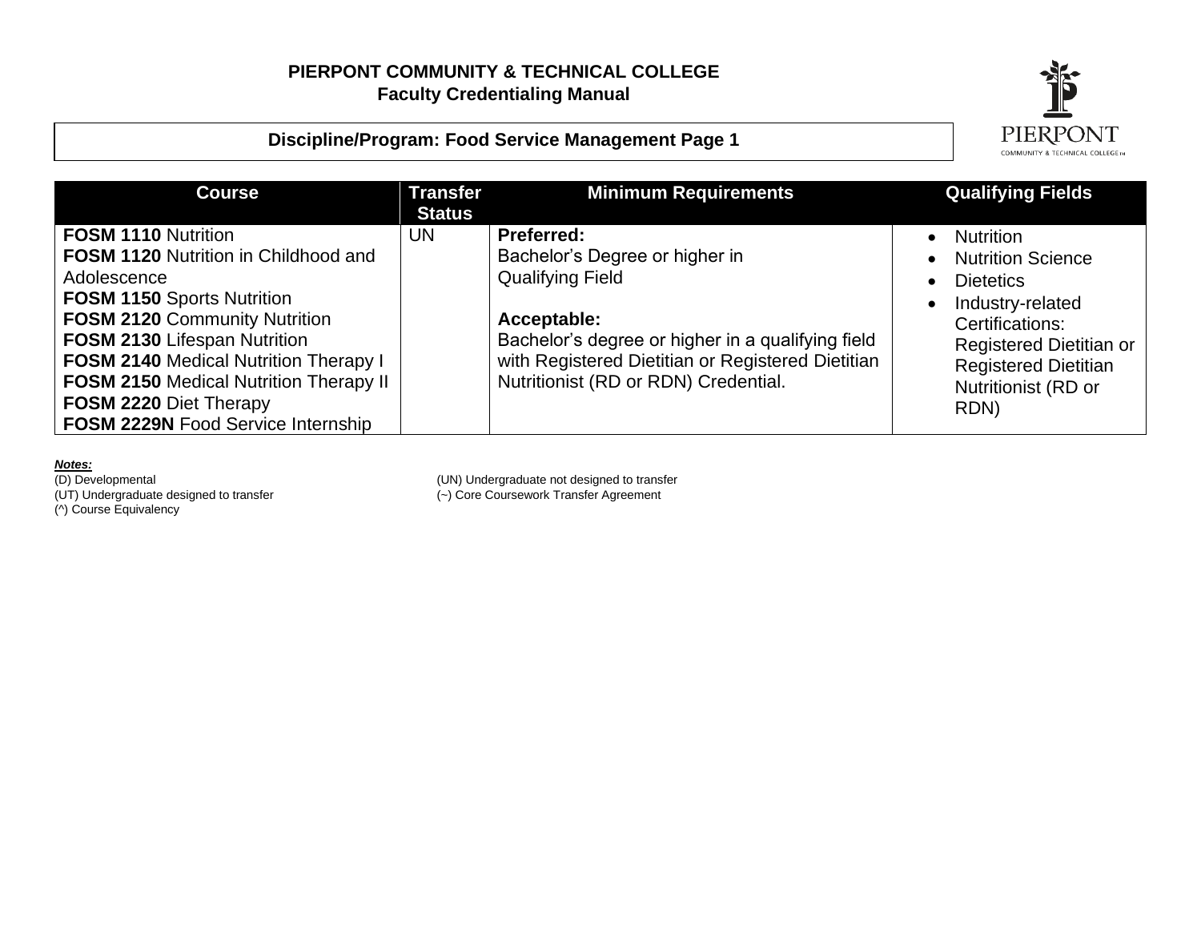**PIERPONT COMMUNITY & TECHNICAL COLLEGE**
**Faculty Credentialing Manual**

## Discipline/Program: Food Service Management Page 1

| Course | Transfer Status | Minimum Requirements | Qualifying Fields |
|---|---|---|---|
| **FOSM 1110** Nutrition<br>**FOSM 1120** Nutrition in Childhood and Adolescence<br>**FOSM 1150** Sports Nutrition<br>**FOSM 2120** Community Nutrition<br>**FOSM 2130** Lifespan Nutrition<br>**FOSM 2140** Medical Nutrition Therapy I<br>**FOSM 2150** Medical Nutrition Therapy II<br>**FOSM 2220** Diet Therapy<br>**FOSM 2229N** Food Service Internship | UN | **Preferred:**<br>Bachelor's Degree or higher in Qualifying Field<br><br>**Acceptable:**<br>Bachelor's degree or higher in a qualifying field with Registered Dietitian or Registered Dietitian Nutritionist (RD or RDN) Credential. | • Nutrition<br>• Nutrition Science<br>• Dietetics<br>• Industry-related Certifications: Registered Dietitian or Registered Dietitian Nutritionist (RD or RDN) |

***Notes:***

(D) Developmental
(UT) Undergraduate designed to transfer
(^) Course Equivalency
(UN) Undergraduate not designed to transfer
(~) Core Coursework Transfer Agreement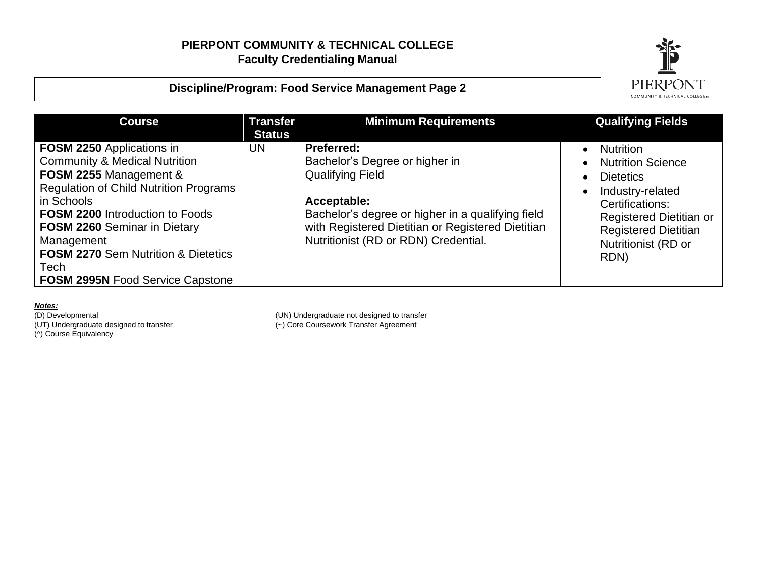**PIERPONT COMMUNITY & TECHNICAL COLLEGE**
**Faculty Credentialing Manual**

**Discipline/Program: Food Service Management Page 2**

| Course | Transfer Status | Minimum Requirements | Qualifying Fields |
|---|---|---|---|
| **FOSM 2250** Applications in Community & Medical Nutrition<br>**FOSM 2255** Management & Regulation of Child Nutrition Programs in Schools<br>**FOSM 2200** Introduction to Foods<br>**FOSM 2260** Seminar in Dietary Management<br>**FOSM 2270** Sem Nutrition & Dietetics Tech<br>**FOSM 2995N** Food Service Capstone | UN | **Preferred:**<br>Bachelor's Degree or higher in Qualifying Field<br><br>**Acceptable:**<br>Bachelor's degree or higher in a qualifying field with Registered Dietitian or Registered Dietitian Nutritionist (RD or RDN) Credential. | • Nutrition<br>• Nutrition Science<br>• Dietetics<br>• Industry-related Certifications: Registered Dietitian or Registered Dietitian Nutritionist (RD or RDN) |

***Notes:***

(D) Developmental
(UT) Undergraduate designed to transfer
(^) Course Equivalency
(UN) Undergraduate not designed to transfer
(~) Core Coursework Transfer Agreement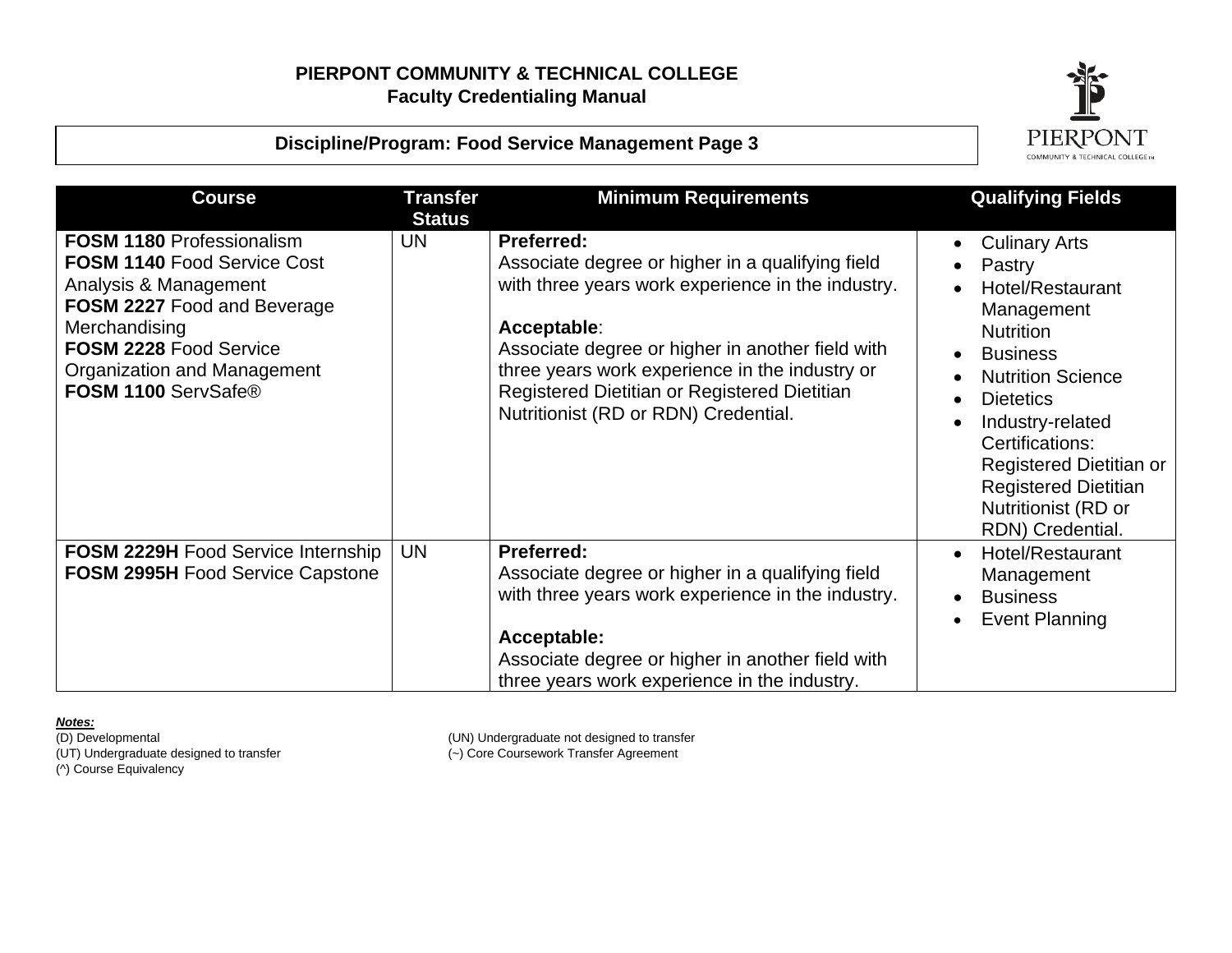**PIERPONT COMMUNITY & TECHNICAL COLLEGE**
**Faculty Credentialing Manual**

**Discipline/Program: Food Service Management Page 3**

| Course | Transfer Status | Minimum Requirements | Qualifying Fields |
|---|---|---|---|
| **FOSM 1180** Professionalism<br>**FOSM 1140** Food Service Cost Analysis & Management<br>**FOSM 2227** Food and Beverage Merchandising<br>**FOSM 2228** Food Service Organization and Management<br>**FOSM 1100** ServSafe® | UN | **Preferred:**<br>Associate degree or higher in a qualifying field with three years work experience in the industry.<br><br>**Acceptable**:<br>Associate degree or higher in another field with three years work experience in the industry or Registered Dietitian or Registered Dietitian Nutritionist (RD or RDN) Credential. | • Culinary Arts<br>• Pastry<br>• Hotel/Restaurant Management Nutrition<br>• Business<br>• Nutrition Science<br>• Dietetics<br>• Industry-related Certifications: Registered Dietitian or Registered Dietitian Nutritionist (RD or RDN) Credential. |
| **FOSM 2229H** Food Service Internship<br>**FOSM 2995H** Food Service Capstone | UN | **Preferred:**<br>Associate degree or higher in a qualifying field with three years work experience in the industry.<br><br>**Acceptable:**<br>Associate degree or higher in another field with three years work experience in the industry. | • Hotel/Restaurant Management<br>• Business<br>• Event Planning |

***Notes:***

(D) Developmental
(UT) Undergraduate designed to transfer
(^) Course Equivalency
(UN) Undergraduate not designed to transfer
(~) Core Coursework Transfer Agreement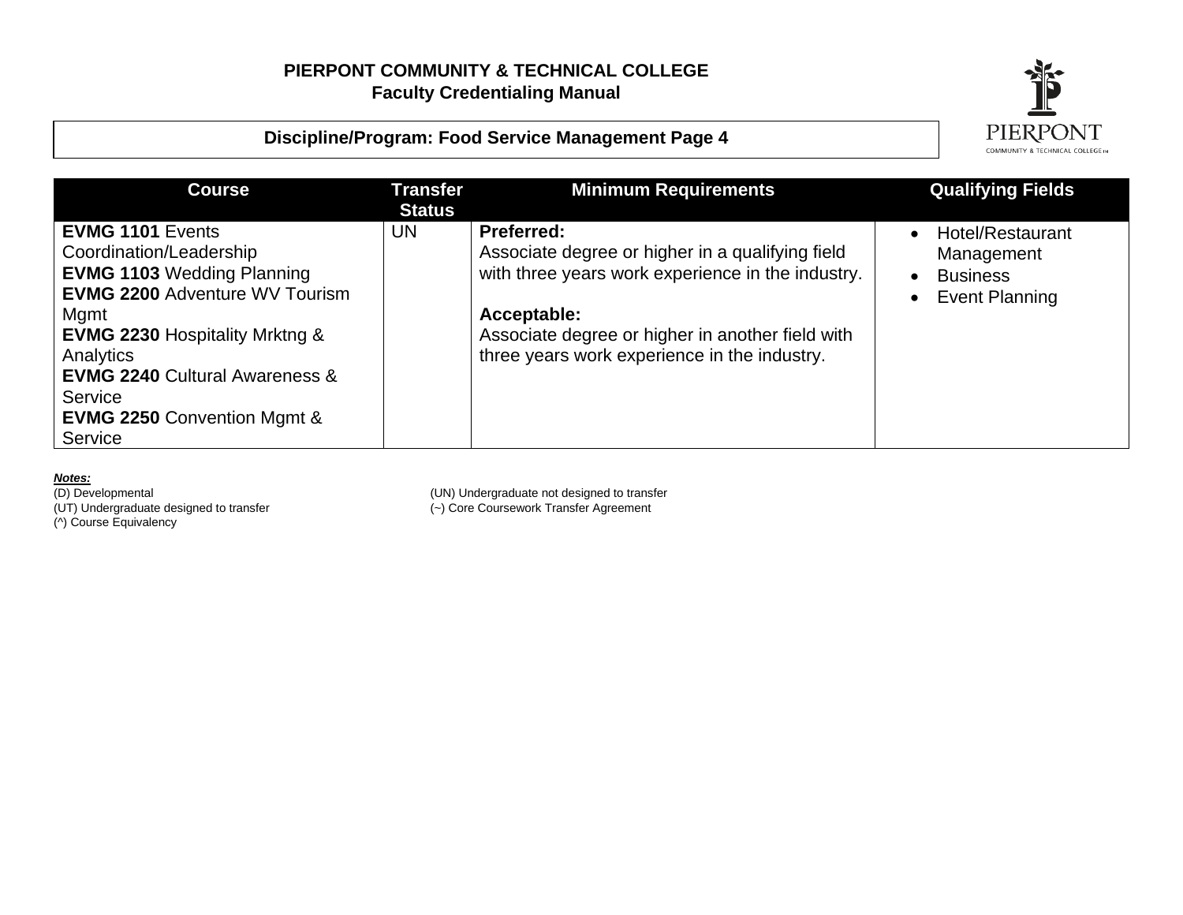**Discipline/Program: Food Service Management Page 4**

| Course | Transfer Status | Minimum Requirements | Qualifying Fields |
|---|---|---|---|
| **EVMG 1101** Events Coordination/Leadership<br>**EVMG 1103** Wedding Planning<br>**EVMG 2200** Adventure WV Tourism Mgmt<br>**EVMG 2230** Hospitality Mrktng & Analytics<br>**EVMG 2240** Cultural Awareness & Service<br>**EVMG 2250** Convention Mgmt & Service | UN | **Preferred:**<br>Associate degree or higher in a qualifying field with three years work experience in the industry.<br><br>**Acceptable:**<br>Associate degree or higher in another field with three years work experience in the industry. | • Hotel/Restaurant Management<br>• Business<br>• Event Planning |

***Notes:***

(D) Developmental
(UT) Undergraduate designed to transfer
(^) Course Equivalency
(UN) Undergraduate not designed to transfer
(~) Core Coursework Transfer Agreement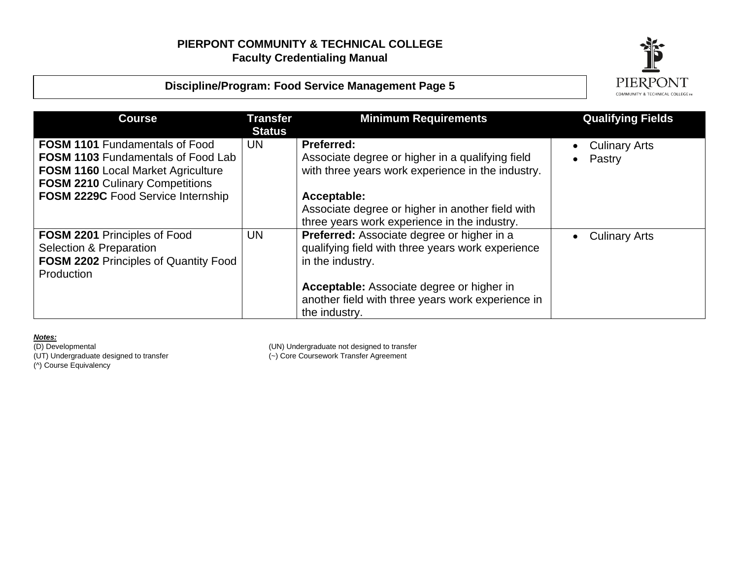**PIERPONT COMMUNITY & TECHNICAL COLLEGE**
**Faculty Credentialing Manual**

**Discipline/Program: Food Service Management Page 5**

| Course | Transfer Status | Minimum Requirements | Qualifying Fields |
|---|---|---|---|
| **FOSM 1101** Fundamentals of Food<br>**FOSM 1103** Fundamentals of Food Lab<br>**FOSM 1160** Local Market Agriculture<br>**FOSM 2210** Culinary Competitions<br>**FOSM 2229C** Food Service Internship | UN | **Preferred:**<br>Associate degree or higher in a qualifying field with three years work experience in the industry.<br><br>**Acceptable:**<br>Associate degree or higher in another field with three years work experience in the industry. | • Culinary Arts<br>• Pastry |
| **FOSM 2201** Principles of Food Selection & Preparation<br>**FOSM 2202** Principles of Quantity Food Production | UN | **Preferred:** Associate degree or higher in a qualifying field with three years work experience in the industry.<br><br>**Acceptable:** Associate degree or higher in another field with three years work experience in the industry. | • Culinary Arts |

***Notes:***

(D) Developmental
(UT) Undergraduate designed to transfer
(^) Course Equivalency
(UN) Undergraduate not designed to transfer
(~) Core Coursework Transfer Agreement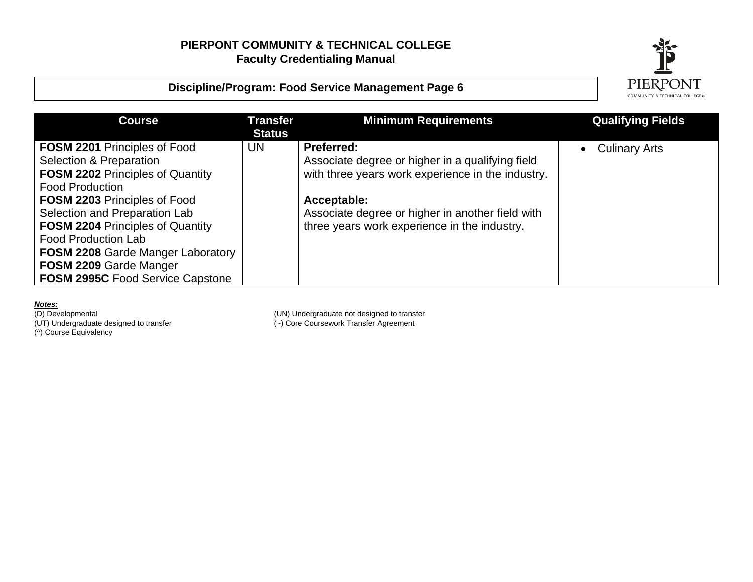# PIERPONT COMMUNITY & TECHNICAL COLLEGE
## Faculty Credentialing Manual

### Discipline/Program: Food Service Management Page 6

| Course | Transfer Status | Minimum Requirements | Qualifying Fields |
|---|---|---|---|
| **FOSM 2201** Principles of Food Selection & Preparation<br>**FOSM 2202** Principles of Quantity Food Production<br>**FOSM 2203** Principles of Food Selection and Preparation Lab<br>**FOSM 2204** Principles of Quantity Food Production Lab<br>**FOSM 2208** Garde Manger Laboratory<br>**FOSM 2209** Garde Manger<br>**FOSM 2995C** Food Service Capstone | UN | **Preferred:**<br>Associate degree or higher in a qualifying field with three years work experience in the industry.<br><br>**Acceptable:**<br>Associate degree or higher in another field with three years work experience in the industry. | • Culinary Arts |

***Notes:***

(D) Developmental
(UT) Undergraduate designed to transfer
(^) Course Equivalency
(UN) Undergraduate not designed to transfer
(~) Core Coursework Transfer Agreement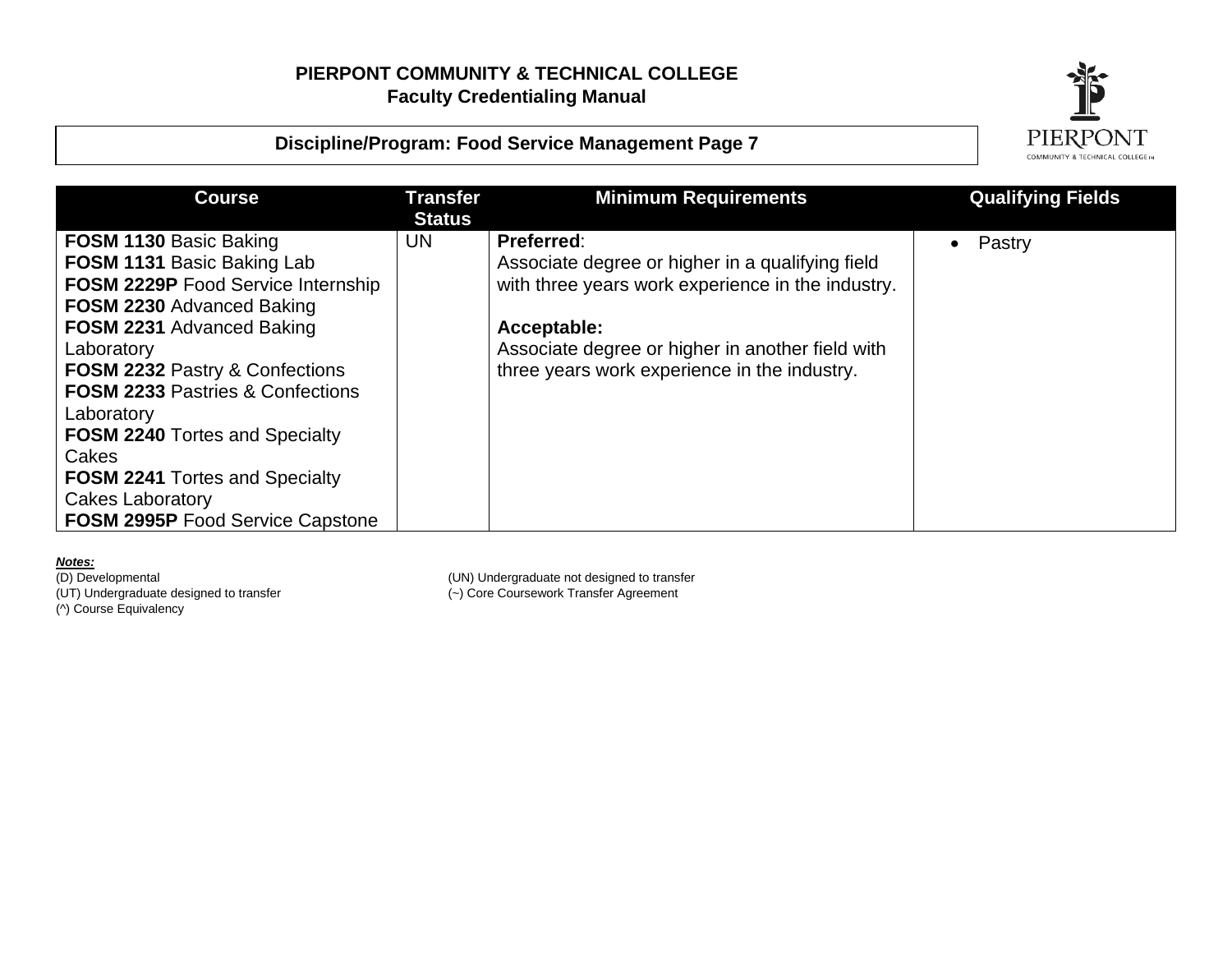**Discipline/Program: Food Service Management Page 7**

| Course | Transfer Status | Minimum Requirements | Qualifying Fields |
|---|---|---|---|
| **FOSM 1130** Basic Baking<br>**FOSM 1131** Basic Baking Lab<br>**FOSM 2229P** Food Service Internship<br>**FOSM 2230** Advanced Baking<br>**FOSM 2231** Advanced Baking Laboratory<br>**FOSM 2232** Pastry & Confections<br>**FOSM 2233** Pastries & Confections Laboratory<br>**FOSM 2240** Tortes and Specialty Cakes<br>**FOSM 2241** Tortes and Specialty Cakes Laboratory<br>**FOSM 2995P** Food Service Capstone | UN | **Preferred**:<br>Associate degree or higher in a qualifying field with three years work experience in the industry.<br><br>**Acceptable:**<br>Associate degree or higher in another field with three years work experience in the industry. | • Pastry |

***Notes:***

(D) Developmental
(UT) Undergraduate designed to transfer
(^) Course Equivalency
(UN) Undergraduate not designed to transfer
(~) Core Coursework Transfer Agreement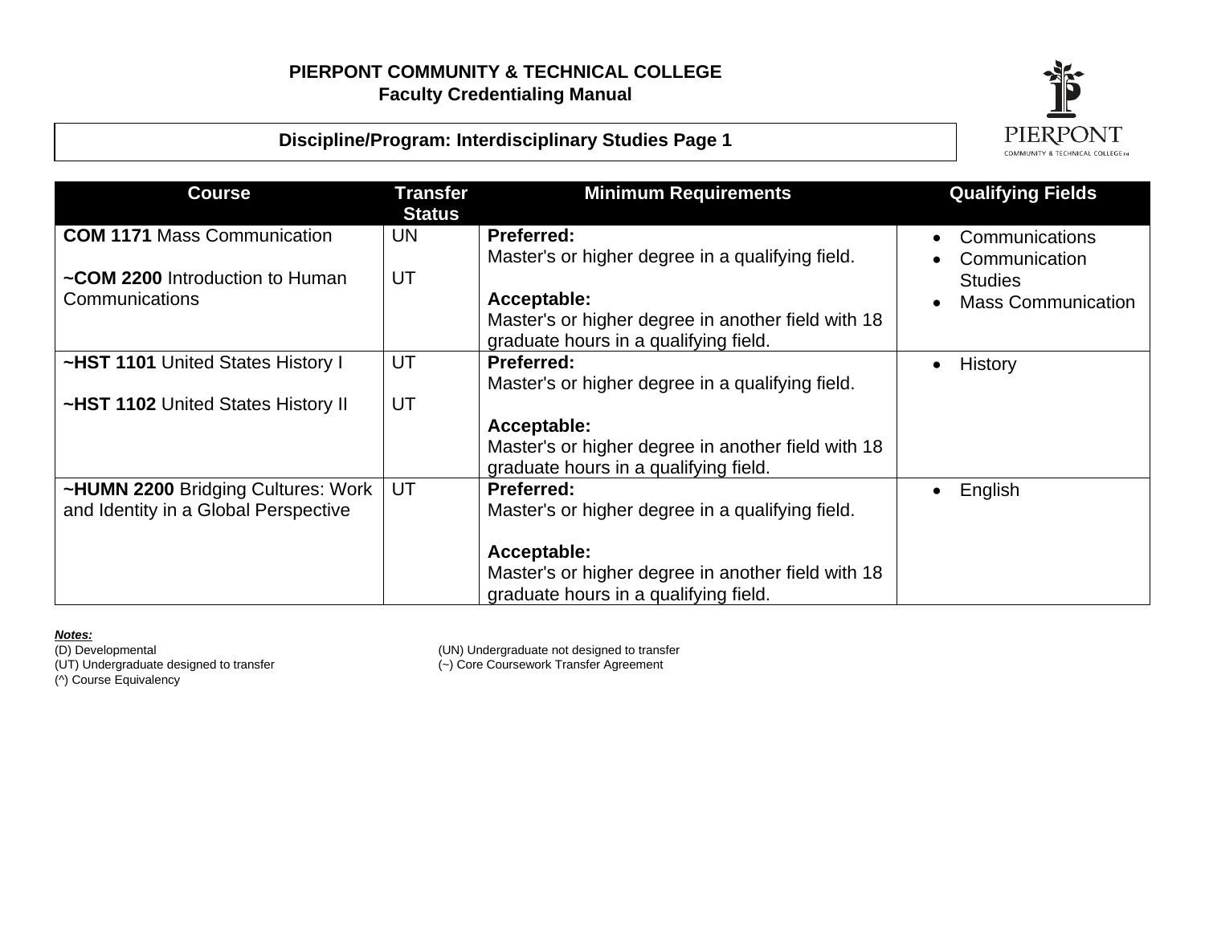**PIERPONT COMMUNITY & TECHNICAL COLLEGE**
**Faculty Credentialing Manual**

**Discipline/Program: Interdisciplinary Studies Page 1**

| Course | Transfer Status | Minimum Requirements | Qualifying Fields |
|---|---|---|---|
| **COM 1171** Mass Communication<br><br>**~COM 2200** Introduction to Human Communications | UN<br><br>UT | **Preferred:**<br>Master's or higher degree in a qualifying field.<br><br>**Acceptable:**<br>Master's or higher degree in another field with 18 graduate hours in a qualifying field. | • Communications<br>• Communication Studies<br>• Mass Communication |
| **~HST 1101** United States History I<br><br>**~HST 1102** United States History II | UT<br><br>UT | **Preferred:**<br>Master's or higher degree in a qualifying field.<br><br>**Acceptable:**<br>Master's or higher degree in another field with 18 graduate hours in a qualifying field. | • History |
| **~HUMN 2200** Bridging Cultures: Work and Identity in a Global Perspective | UT | **Preferred:**<br>Master's or higher degree in a qualifying field.<br><br>**Acceptable:**<br>Master's or higher degree in another field with 18 graduate hours in a qualifying field. | • English |

***Notes:***
(D) Developmental
(UT) Undergraduate designed to transfer
(^) Course Equivalency
(UN) Undergraduate not designed to transfer
(~) Core Coursework Transfer Agreement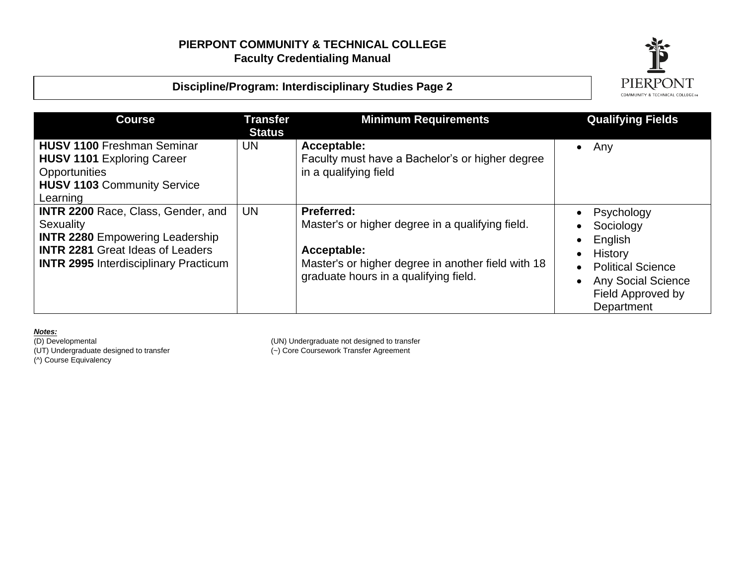**PIERPONT COMMUNITY & TECHNICAL COLLEGE**
**Faculty Credentialing Manual**

## Discipline/Program: Interdisciplinary Studies Page 2

| Course | Transfer Status | Minimum Requirements | Qualifying Fields |
|---|---|---|---|
| **HUSV 1100** Freshman Seminar<br>**HUSV 1101** Exploring Career Opportunities<br>**HUSV 1103** Community Service Learning | UN | **Acceptable:**<br>Faculty must have a Bachelor's or higher degree in a qualifying field | • Any |
| **INTR 2200** Race, Class, Gender, and Sexuality<br>**INTR 2280** Empowering Leadership<br>**INTR 2281** Great Ideas of Leaders<br>**INTR 2995** Interdisciplinary Practicum | UN | **Preferred:**<br>Master's or higher degree in a qualifying field.<br><br>**Acceptable:**<br>Master's or higher degree in another field with 18 graduate hours in a qualifying field. | • Psychology<br>• Sociology<br>• English<br>• History<br>• Political Science<br>• Any Social Science Field Approved by Department |

***Notes:***
(D) Developmental
(UT) Undergraduate designed to transfer
(^) Course Equivalency
(UN) Undergraduate not designed to transfer
(~) Core Coursework Transfer Agreement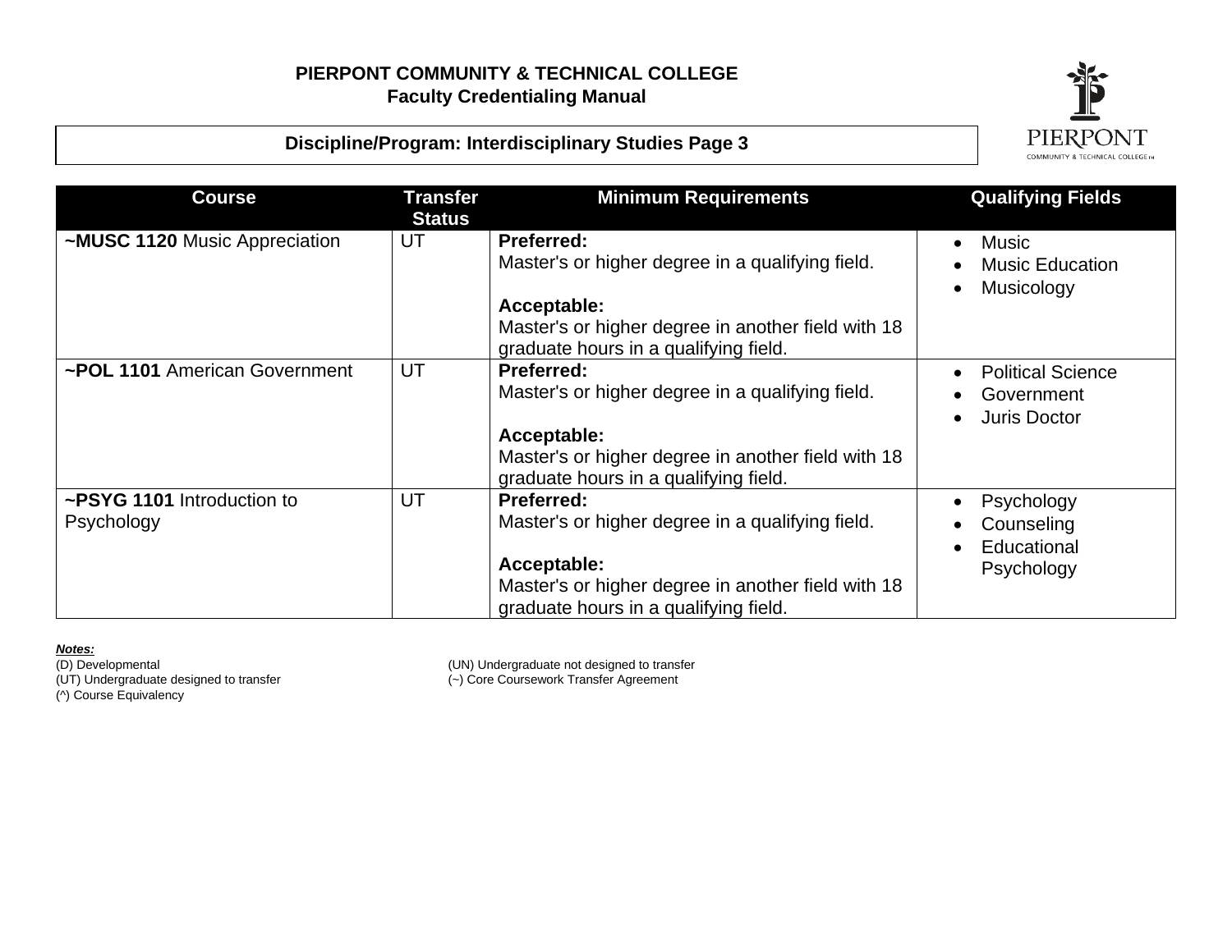**PIERPONT COMMUNITY & TECHNICAL COLLEGE**
**Faculty Credentialing Manual**

**Discipline/Program: Interdisciplinary Studies Page 3**

| Course | Transfer Status | Minimum Requirements | Qualifying Fields |
|---|---|---|---|
| ~**MUSC 1120** Music Appreciation | UT | **Preferred:** Master's or higher degree in a qualifying field. **Acceptable:** Master's or higher degree in another field with 18 graduate hours in a qualifying field. | • Music • Music Education • Musicology |
| ~**POL 1101** American Government | UT | **Preferred:** Master's or higher degree in a qualifying field. **Acceptable:** Master's or higher degree in another field with 18 graduate hours in a qualifying field. | • Political Science • Government • Juris Doctor |
| ~**PSYG 1101** Introduction to Psychology | UT | **Preferred:** Master's or higher degree in a qualifying field. **Acceptable:** Master's or higher degree in another field with 18 graduate hours in a qualifying field. | • Psychology • Counseling • Educational Psychology |

***Notes:***

(D) Developmental
(UT) Undergraduate designed to transfer
(^) Course Equivalency
(UN) Undergraduate not designed to transfer
(~) Core Coursework Transfer Agreement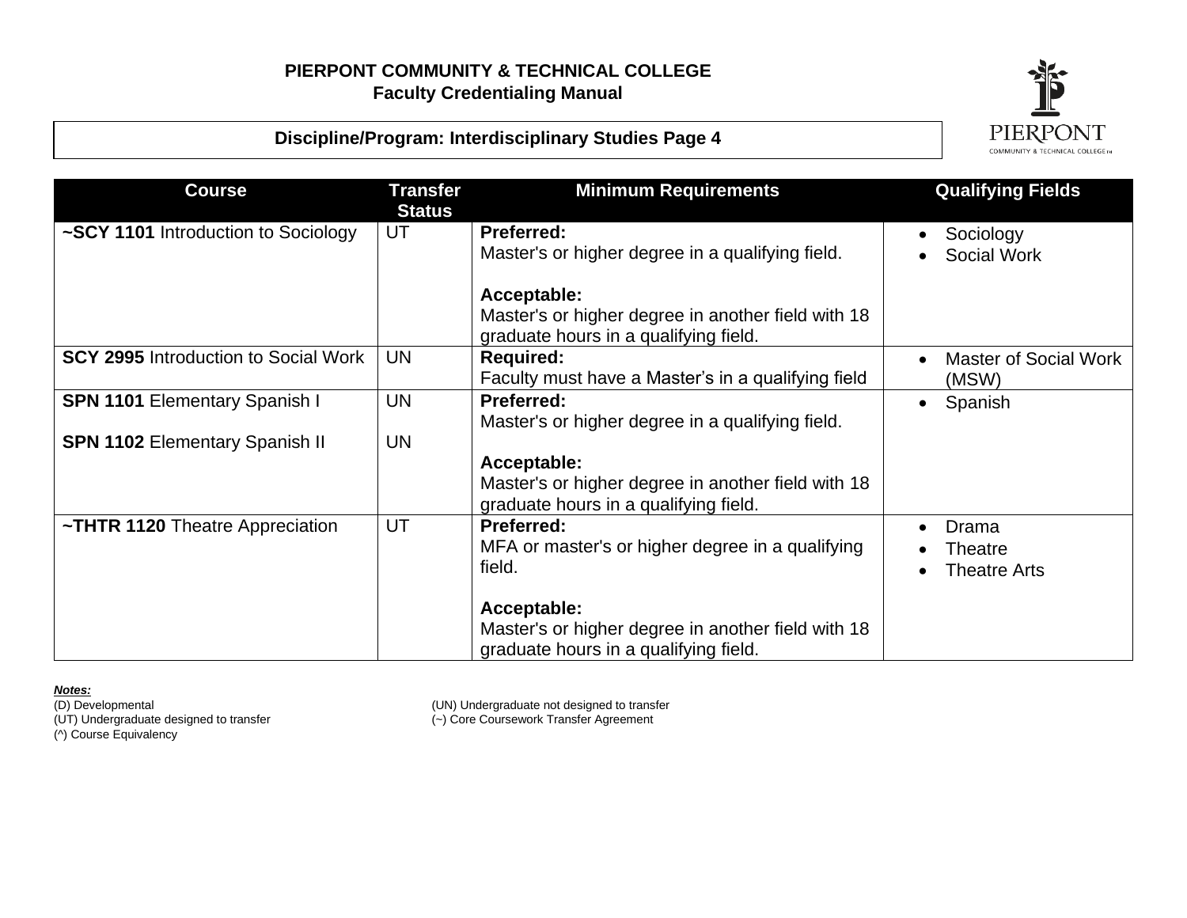**PIERPONT COMMUNITY & TECHNICAL COLLEGE**
**Faculty Credentialing Manual**

**Discipline/Program: Interdisciplinary Studies Page 4**

| Course | Transfer Status | Minimum Requirements | Qualifying Fields |
|---|---|---|---|
| **~SCY 1101** Introduction to Sociology | UT | **Preferred:** Master's or higher degree in a qualifying field.<br><br>**Acceptable:** Master's or higher degree in another field with 18 graduate hours in a qualifying field. | • Sociology<br>• Social Work |
| **SCY 2995** Introduction to Social Work | UN | **Required:** Faculty must have a Master's in a qualifying field | • Master of Social Work (MSW) |
| **SPN 1101** Elementary Spanish I<br><br>**SPN 1102** Elementary Spanish II | UN<br><br>UN | **Preferred:** Master's or higher degree in a qualifying field.<br><br>**Acceptable:** Master's or higher degree in another field with 18 graduate hours in a qualifying field. | • Spanish |
| **~THTR 1120** Theatre Appreciation | UT | **Preferred:** MFA or master's or higher degree in a qualifying field.<br><br>**Acceptable:** Master's or higher degree in another field with 18 graduate hours in a qualifying field. | • Drama<br>• Theatre<br>• Theatre Arts |

***Notes:***
(D) Developmental
(UT) Undergraduate designed to transfer
(^) Course Equivalency
(UN) Undergraduate not designed to transfer
(~) Core Coursework Transfer Agreement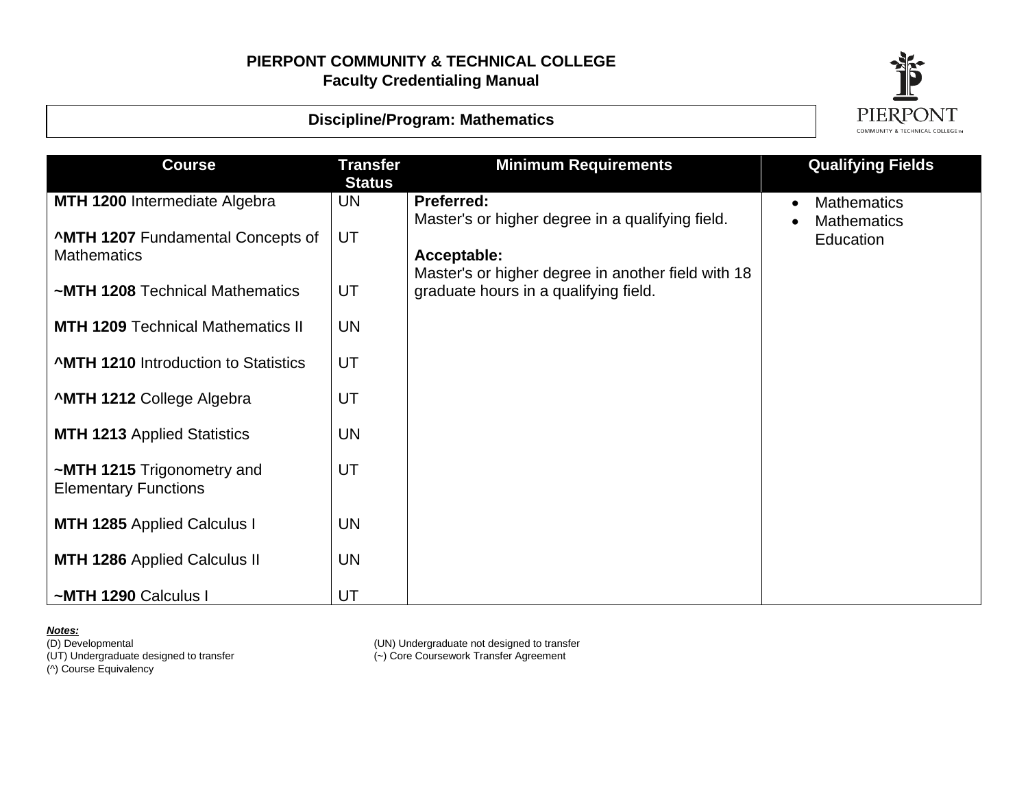# PIERPONT COMMUNITY & TECHNICAL COLLEGE
## Faculty Credentialing Manual

### Discipline/Program: Mathematics

| Course | Transfer Status | Minimum Requirements | Qualifying Fields |
|---|---|---|---|
| **MTH 1200** Intermediate Algebra | UN | **Preferred:** Master's or higher degree in a qualifying field.<br><br>**Acceptable:** Master's or higher degree in another field with 18 graduate hours in a qualifying field. | • Mathematics<br>• Mathematics Education |
| **^MTH 1207** Fundamental Concepts of Mathematics | UT | | |
| **~MTH 1208** Technical Mathematics | UT | | |
| **MTH 1209** Technical Mathematics II | UN | | |
| **^MTH 1210** Introduction to Statistics | UT | | |
| **^MTH 1212** College Algebra | UT | | |
| **MTH 1213** Applied Statistics | UN | | |
| **~MTH 1215** Trigonometry and Elementary Functions | UT | | |
| **MTH 1285** Applied Calculus I | UN | | |
| **MTH 1286** Applied Calculus II | UN | | |
| **~MTH 1290** Calculus I | UT | | |

***Notes:***

(D) Developmental
(UT) Undergraduate designed to transfer
(^) Course Equivalency
(UN) Undergraduate not designed to transfer
(~) Core Coursework Transfer Agreement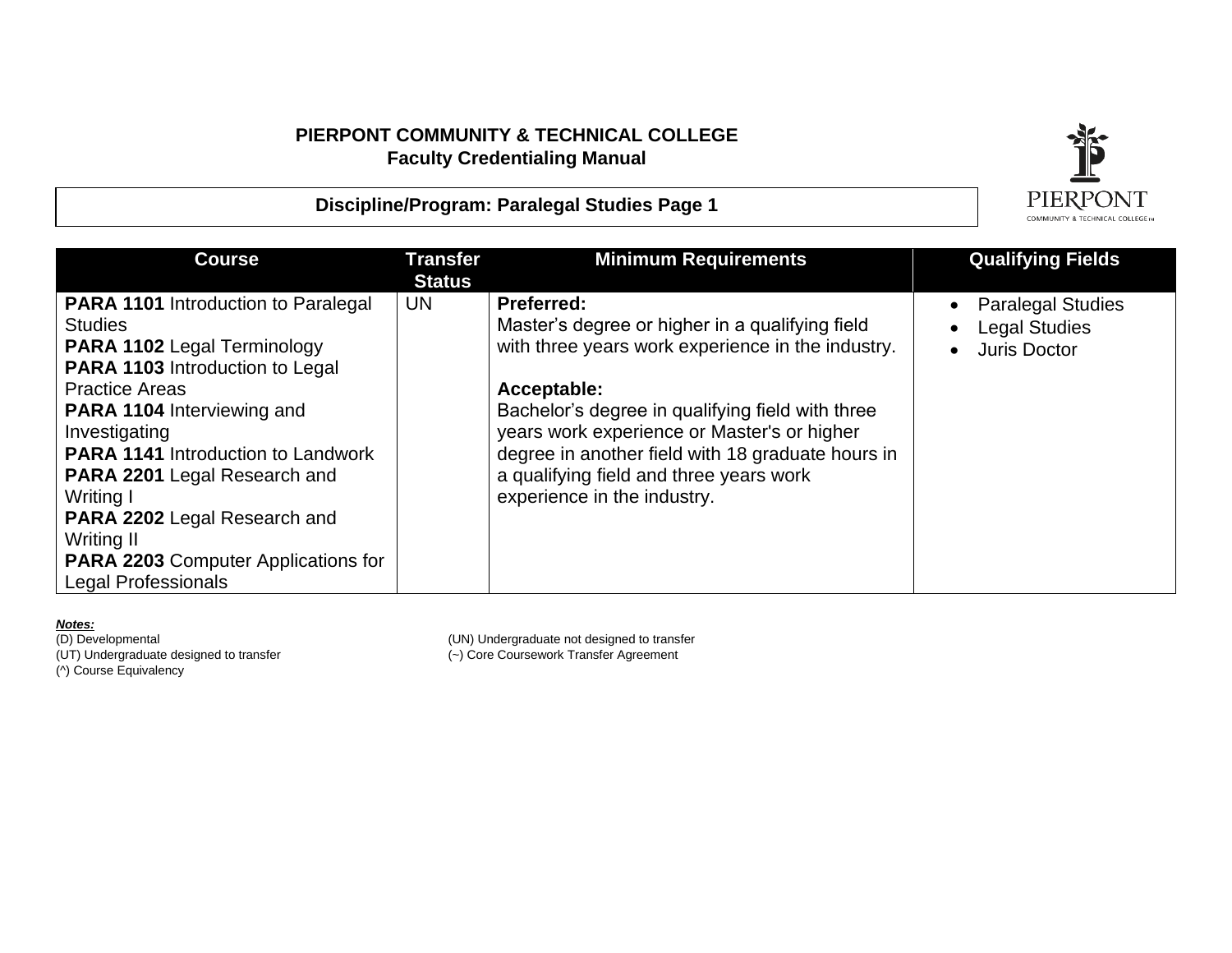**PIERPONT COMMUNITY & TECHNICAL COLLEGE**
**Faculty Credentialing Manual**

**Discipline/Program: Paralegal Studies Page 1**

| Course | Transfer Status | Minimum Requirements | Qualifying Fields |
|---|---|---|---|
| **PARA 1101** Introduction to Paralegal Studies<br>**PARA 1102** Legal Terminology<br>**PARA 1103** Introduction to Legal Practice Areas<br>**PARA 1104** Interviewing and Investigating<br>**PARA 1141** Introduction to Landwork<br>**PARA 2201** Legal Research and Writing I<br>**PARA 2202** Legal Research and Writing II<br>**PARA 2203** Computer Applications for Legal Professionals | UN | **Preferred:**<br>Master's degree or higher in a qualifying field with three years work experience in the industry.<br><br>**Acceptable:**<br>Bachelor's degree in qualifying field with three years work experience or Master's or higher degree in another field with 18 graduate hours in a qualifying field and three years work experience in the industry. | • Paralegal Studies<br>• Legal Studies<br>• Juris Doctor |

***Notes:***

(D) Developmental
(UT) Undergraduate designed to transfer
(^) Course Equivalency
(UN) Undergraduate not designed to transfer
(~) Core Coursework Transfer Agreement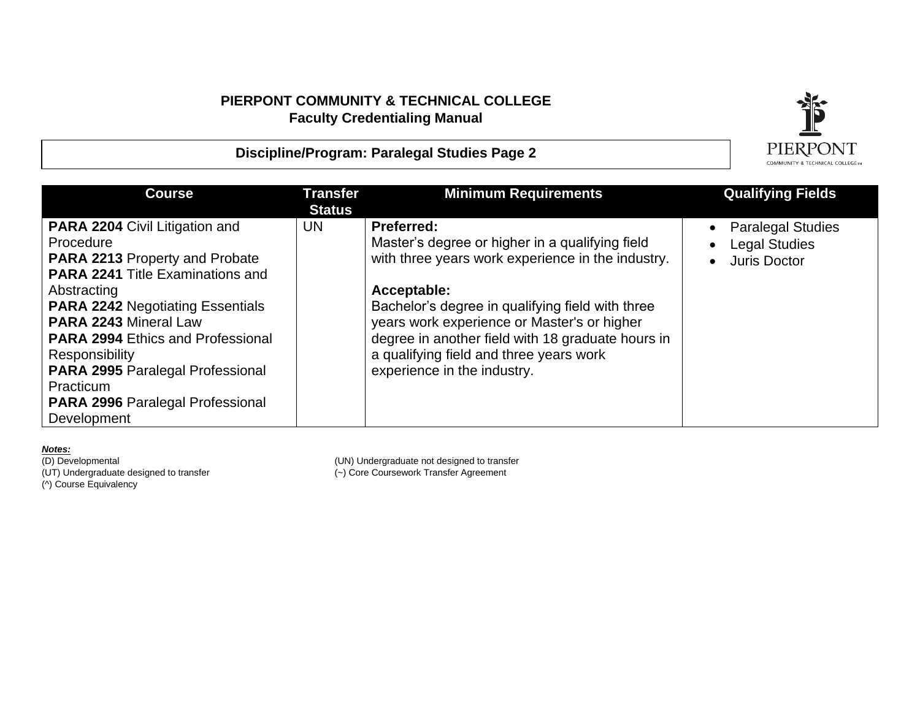**PIERPONT COMMUNITY & TECHNICAL COLLEGE**
**Faculty Credentialing Manual**

## Discipline/Program: Paralegal Studies Page 2

| Course | Transfer Status | Minimum Requirements | Qualifying Fields |
|---|---|---|---|
| **PARA 2204** Civil Litigation and Procedure<br>**PARA 2213** Property and Probate<br>**PARA 2241** Title Examinations and Abstracting<br>**PARA 2242** Negotiating Essentials<br>**PARA 2243** Mineral Law<br>**PARA 2994** Ethics and Professional Responsibility<br>**PARA 2995** Paralegal Professional Practicum<br>**PARA 2996** Paralegal Professional Development | UN | **Preferred:**<br>Master's degree or higher in a qualifying field with three years work experience in the industry.<br><br>**Acceptable:**<br>Bachelor's degree in qualifying field with three years work experience or Master's or higher degree in another field with 18 graduate hours in a qualifying field and three years work experience in the industry. | • Paralegal Studies<br>• Legal Studies<br>• Juris Doctor |

***Notes:***
(D) Developmental
(UT) Undergraduate designed to transfer
(^) Course Equivalency
(UN) Undergraduate not designed to transfer
(~) Core Coursework Transfer Agreement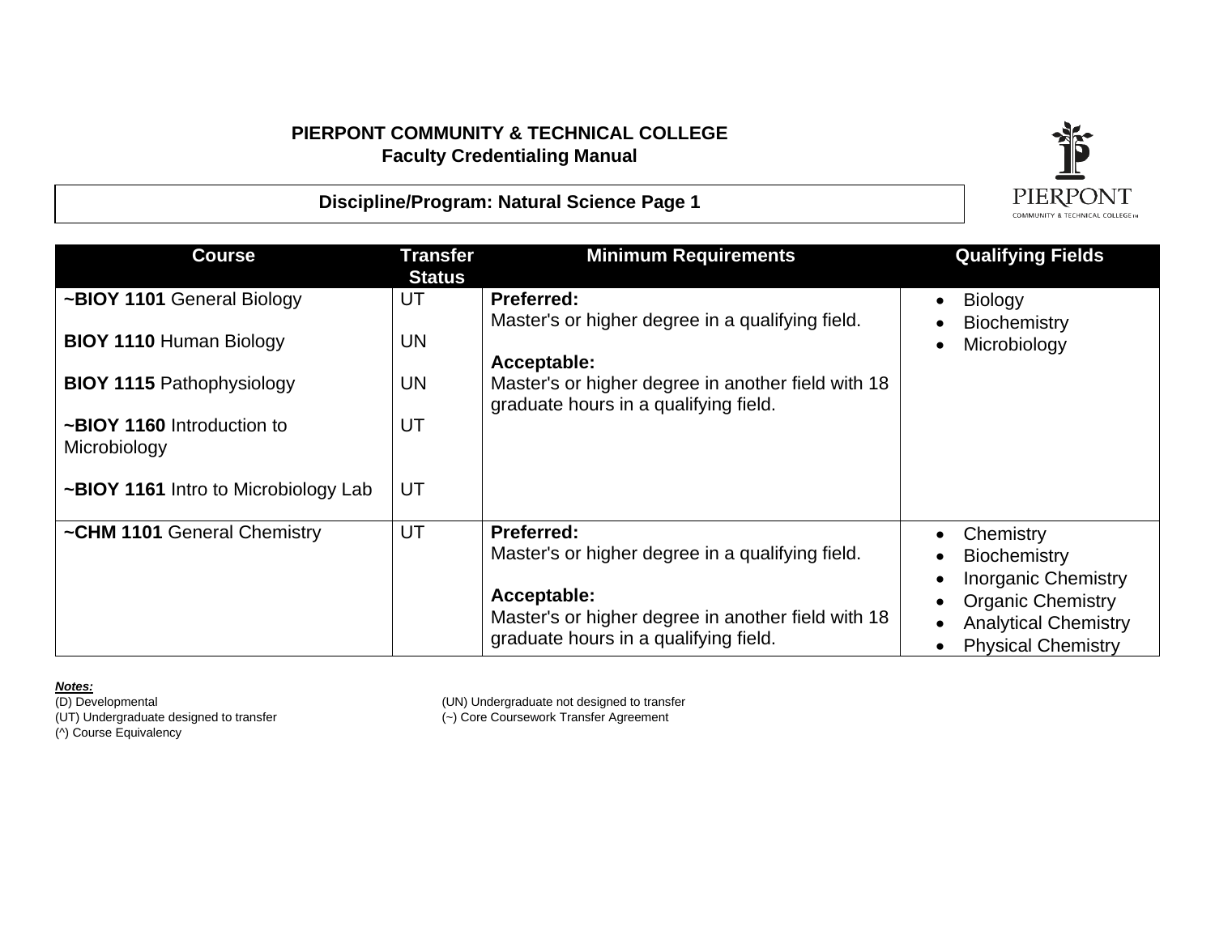**PIERPONT COMMUNITY & TECHNICAL COLLEGE**
**Faculty Credentialing Manual**

**Discipline/Program: Natural Science Page 1**

| Course | Transfer Status | Minimum Requirements | Qualifying Fields |
|---|---|---|---|
| ~**BIOY 1101** General Biology<br><br>**BIOY 1110** Human Biology<br><br>**BIOY 1115** Pathophysiology<br><br>~**BIOY 1160** Introduction to Microbiology<br><br>~**BIOY 1161** Intro to Microbiology Lab | UT<br><br>UN<br><br>UN<br><br>UT<br><br>UT | **Preferred:**<br>Master's or higher degree in a qualifying field.<br><br>**Acceptable:**<br>Master's or higher degree in another field with 18 graduate hours in a qualifying field. | • Biology<br>• Biochemistry<br>• Microbiology |
| ~**CHM 1101** General Chemistry | UT | **Preferred:**<br>Master's or higher degree in a qualifying field.<br><br>**Acceptable:**<br>Master's or higher degree in another field with 18 graduate hours in a qualifying field. | • Chemistry<br>• Biochemistry<br>• Inorganic Chemistry<br>• Organic Chemistry<br>• Analytical Chemistry<br>• Physical Chemistry |

***Notes:***

(D) Developmental
(UT) Undergraduate designed to transfer
(^) Course Equivalency
(UN) Undergraduate not designed to transfer
(~) Core Coursework Transfer Agreement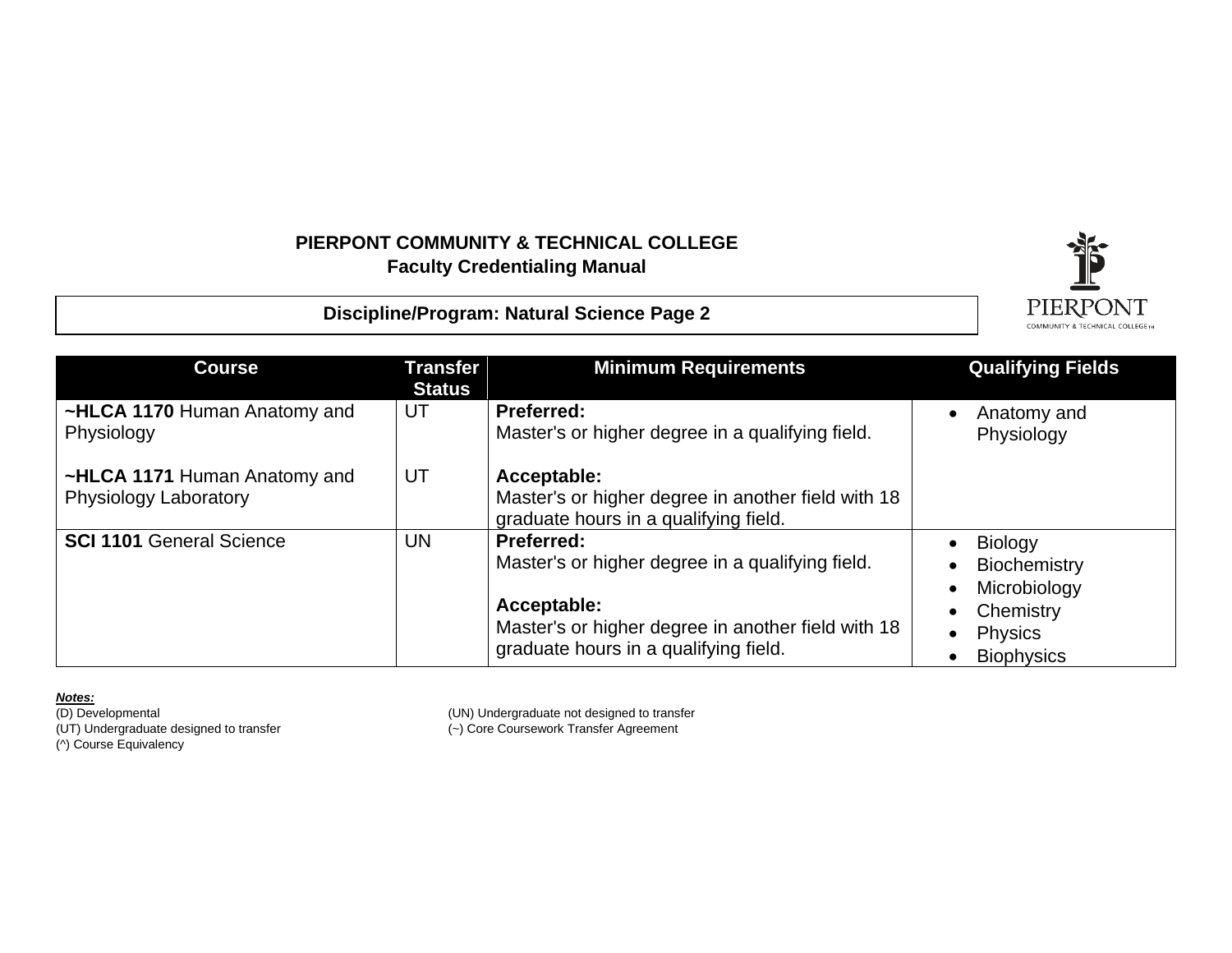**PIERPONT COMMUNITY & TECHNICAL COLLEGE**
**Faculty Credentialing Manual**

**Discipline/Program: Natural Science Page 2**

| Course | Transfer Status | Minimum Requirements | Qualifying Fields |
|---|---|---|---|
| **~HLCA 1170** Human Anatomy and Physiology<br><br>**~HLCA 1171** Human Anatomy and Physiology Laboratory | UT<br><br>UT | **Preferred:**<br>Master's or higher degree in a qualifying field.<br><br>**Acceptable:**<br>Master's or higher degree in another field with 18 graduate hours in a qualifying field. | • Anatomy and Physiology |
| **SCI 1101** General Science | UN | **Preferred:**<br>Master's or higher degree in a qualifying field.<br><br>**Acceptable:**<br>Master's or higher degree in another field with 18 graduate hours in a qualifying field. | • Biology<br>• Biochemistry<br>• Microbiology<br>• Chemistry<br>• Physics<br>• Biophysics |

***Notes:***

(D) Developmental
(UT) Undergraduate designed to transfer
(^) Course Equivalency
(UN) Undergraduate not designed to transfer
(~) Core Coursework Transfer Agreement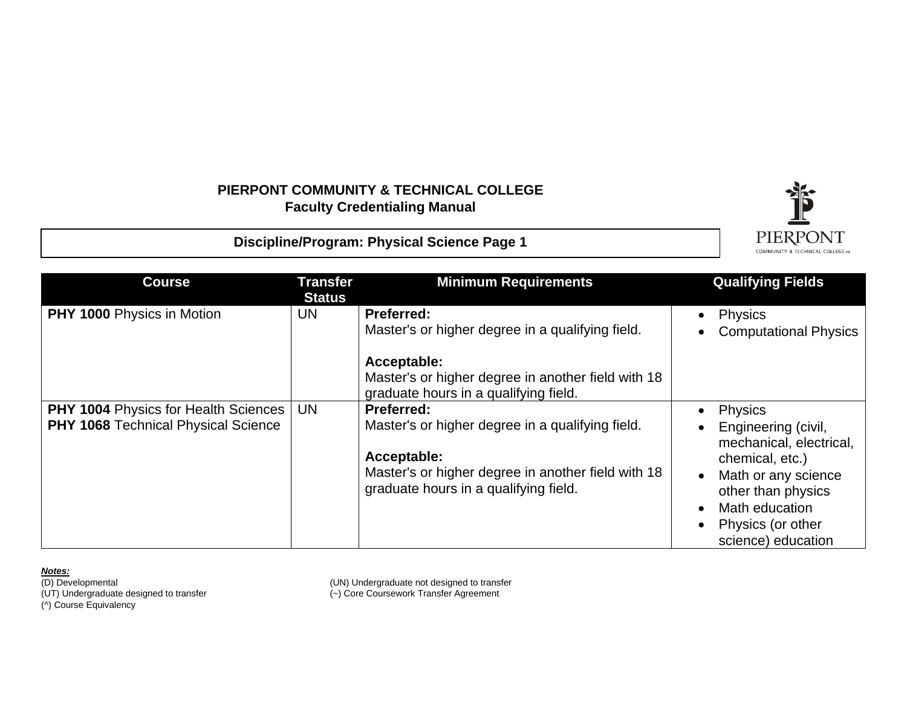**PIERPONT COMMUNITY & TECHNICAL COLLEGE**
**Faculty Credentialing Manual**

**Discipline/Program: Physical Science Page 1**

| Course | Transfer Status | Minimum Requirements | Qualifying Fields |
|---|---|---|---|
| **PHY 1000** Physics in Motion | UN | **Preferred:**<br>Master's or higher degree in a qualifying field.<br><br>**Acceptable:**<br>Master's or higher degree in another field with 18 graduate hours in a qualifying field. | • Physics<br>• Computational Physics |
| **PHY 1004** Physics for Health Sciences<br>**PHY 1068** Technical Physical Science | UN | **Preferred:**<br>Master's or higher degree in a qualifying field.<br><br>**Acceptable:**<br>Master's or higher degree in another field with 18 graduate hours in a qualifying field. | • Physics<br>• Engineering (civil, mechanical, electrical, chemical, etc.)<br>• Math or any science other than physics<br>• Math education<br>• Physics (or other science) education |

***Notes:***

(D) Developmental
(UT) Undergraduate designed to transfer
(^) Course Equivalency
(UN) Undergraduate not designed to transfer
(~) Core Coursework Transfer Agreement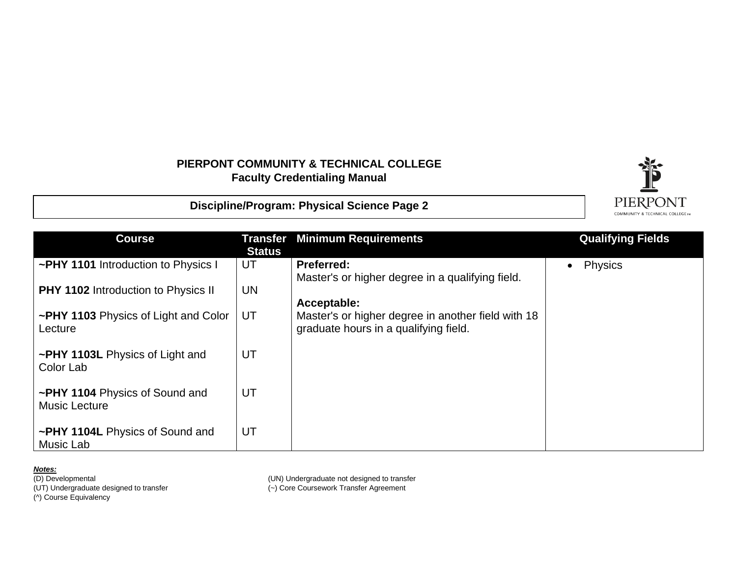**PIERPONT COMMUNITY & TECHNICAL COLLEGE**
**Faculty Credentialing Manual**

**Discipline/Program: Physical Science Page 2**

| Course | Transfer Status | Minimum Requirements | Qualifying Fields |
|---|---|---|---|
| ~**PHY 1101** Introduction to Physics I | UT | **Preferred:** Master's or higher degree in a qualifying field. **Acceptable:** Master's or higher degree in another field with 18 graduate hours in a qualifying field. | • Physics |
| **PHY 1102** Introduction to Physics II | UN | | |
| ~**PHY 1103** Physics of Light and Color Lecture | UT | | |
| ~**PHY 1103L** Physics of Light and Color Lab | UT | | |
| ~**PHY 1104** Physics of Sound and Music Lecture | UT | | |
| ~**PHY 1104L** Physics of Sound and Music Lab | UT | | |

***Notes:***
(D) Developmental
(UT) Undergraduate designed to transfer
(^) Course Equivalency
(UN) Undergraduate not designed to transfer
(~) Core Coursework Transfer Agreement